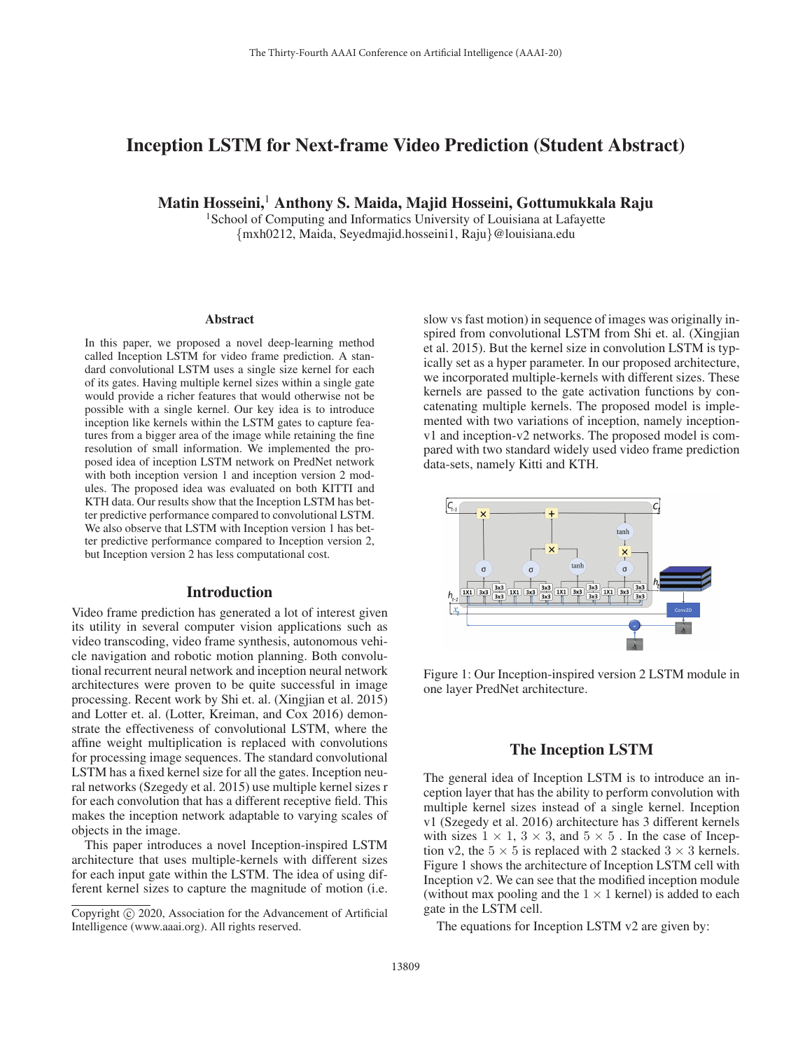# Inception LSTM for Next-frame Video Prediction (Student Abstract)

**Matin Hosseini,[1] Anthony S. Maida, Majid Hosseini, Gottumukkala Raju**

[1]School of Computing and Informatics University of Louisiana at Lafayette
{mxh0212, Maida, Seyedmajid.hosseini1, Raju}@louisiana.edu

## Abstract

In this paper, we proposed a novel deep-learning method called Inception LSTM for video frame prediction. A standard convolutional LSTM uses a single size kernel for each of its gates. Having multiple kernel sizes within a single gate would provide a richer features that would otherwise not be possible with a single kernel. Our key idea is to introduce inception like kernels within the LSTM gates to capture features from a bigger area of the image while retaining the fine resolution of small information. We implemented the proposed idea of inception LSTM network on PredNet network with both inception version 1 and inception version 2 modules. The proposed idea was evaluated on both KITTI and KTH data. Our results show that the Inception LSTM has better predictive performance compared to convolutional LSTM. We also observe that LSTM with Inception version 1 has better predictive performance compared to Inception version 2, but Inception version 2 has less computational cost.

## Introduction

Video frame prediction has generated a lot of interest given its utility in several computer vision applications such as video transcoding, video frame synthesis, autonomous vehicle navigation and robotic motion planning. Both convolutional recurrent neural network and inception neural network architectures were proven to be quite successful in image processing. Recent work by Shi et. al. (Xingjian et al. 2015) and Lotter et. al. (Lotter, Kreiman, and Cox 2016) demonstrate the effectiveness of convolutional LSTM, where the affine weight multiplication is replaced with convolutions for processing image sequences. The standard convolutional LSTM has a fixed kernel size for all the gates. Inception neural networks (Szegedy et al. 2015) use multiple kernel sizes r for each convolution that has a different receptive field. This makes the inception network adaptable to varying scales of objects in the image.

This paper introduces a novel Inception-inspired LSTM architecture that uses multiple-kernels with different sizes for each input gate within the LSTM. The idea of using different kernel sizes to capture the magnitude of motion (i.e. slow vs fast motion) in sequence of images was originally inspired from convolutional LSTM from Shi et. al. (Xingjian et al. 2015). But the kernel size in convolution LSTM is typically set as a hyper parameter. In our proposed architecture, we incorporated multiple-kernels with different sizes. These kernels are passed to the gate activation functions by concatenating multiple kernels. The proposed model is implemented with two variations of inception, namely inception-v1 and inception-v2 networks. The proposed model is compared with two standard widely used video frame prediction data-sets, namely Kitti and KTH.

Figure 1: Our Inception-inspired version 2 LSTM module in one layer PredNet architecture.

## The Inception LSTM

The general idea of Inception LSTM is to introduce an inception layer that has the ability to perform convolution with multiple kernel sizes instead of a single kernel. Inception v1 (Szegedy et al. 2016) architecture has 3 different kernels with sizes $1 \times 1$, $3 \times 3$, and $5 \times 5$ . In the case of Inception v2, the $5 \times 5$ is replaced with 2 stacked $3 \times 3$ kernels. Figure 1 shows the architecture of Inception LSTM cell with Inception v2. We can see that the modified inception module (without max pooling and the $1 \times 1$ kernel) is added to each gate in the LSTM cell.

The equations for Inception LSTM v2 are given by:

Copyright © 2020, Association for the Advancement of Artificial Intelligence (www.aaai.org). All rights reserved.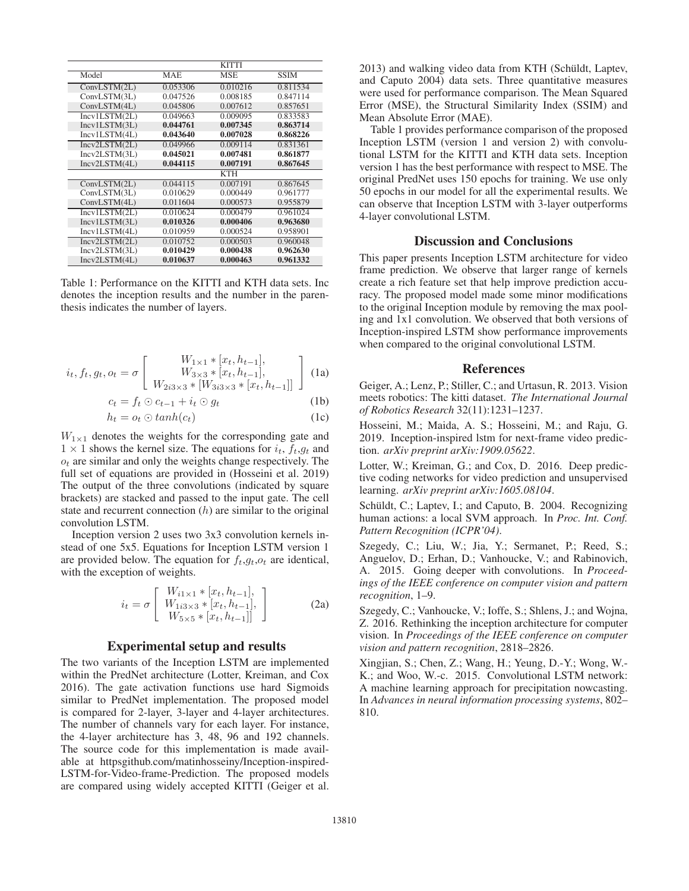| | | KITTI | |
|---|---|---|---|
| Model | MAE | MSE | SSIM |
| ConvLSTM(2L) | 0.053306 | 0.010216 | 0.811534 |
| ConvLSTM(3L) | 0.047526 | 0.008185 | 0.847114 |
| ConvLSTM(4L) | 0.045806 | 0.007612 | 0.857651 |
| Incv1LSTM(2L) | 0.049663 | 0.009095 | 0.833583 |
| Incv1LSTM(3L) | **0.044761** | **0.007345** | **0.863714** |
| Incv1LSTM(4L) | **0.043640** | **0.007028** | **0.868226** |
| Incv2LSTM(2L) | 0.049966 | 0.009114 | 0.831361 |
| Incv2LSTM(3L) | **0.045021** | **0.007481** | **0.861877** |
| Incv2LSTM(4L) | **0.044115** | **0.007191** | **0.867645** |
| | | KTH | |
| ConvLSTM(2L) | 0.044115 | 0.007191 | 0.867645 |
| ConvLSTM(3L) | 0.010629 | 0.000449 | 0.961777 |
| ConvLSTM(4L) | 0.011604 | 0.000573 | 0.955879 |
| Incv1LSTM(2L) | 0.010624 | 0.000479 | 0.961024 |
| Incv1LSTM(3L) | **0.010326** | **0.000406** | **0.963680** |
| Incv1LSTM(4L) | 0.010959 | 0.000524 | 0.958901 |
| Incv2LSTM(2L) | 0.010752 | 0.000503 | 0.960048 |
| Incv2LSTM(3L) | **0.010429** | **0.000438** | **0.962630** |
| Incv2LSTM(4L) | **0.010637** | **0.000463** | **0.961332** |

Table 1: Performance on the KITTI and KTH data sets. Inc denotes the inception results and the number in the parenthesis indicates the number of layers.

$$i_t, f_t, g_t, o_t = \sigma \begin{bmatrix} W_{1\times1} * [x_t, h_{t-1}], \\ W_{3\times3} * [x_t, h_{t-1}], \\ W_{2i3\times3} * [W_{3i3\times3} * [x_t, h_{t-1}]] \end{bmatrix} \quad (1a)$$

$$c_t = f_t \odot c_{t-1} + i_t \odot g_t \quad (1b)$$

$$h_t = o_t \odot tanh(c_t) \quad (1c)$$

$W_{1\times1}$ denotes the weights for the corresponding gate and $1 \times 1$ shows the kernel size. The equations for $i_t$, $f_t$,$g_t$ and $o_t$ are similar and only the weights change respectively. The full set of equations are provided in (Hosseini et al. 2019) The output of the three convolutions (indicated by square brackets) are stacked and passed to the input gate. The cell state and recurrent connection ($h$) are similar to the original convolution LSTM.

Inception version 2 uses two 3x3 convolution kernels instead of one 5x5. Equations for Inception LSTM version 1 are provided below. The equation for $f_t$,$g_t$,$o_t$ are identical, with the exception of weights.

$$i_t = \sigma \begin{bmatrix} W_{i1\times1} * [x_t, h_{t-1}], \\ W_{1i3\times3} * [x_t, h_{t-1}], \\ W_{5\times5} * [x_t, h_{t-1}]] \end{bmatrix} \quad (2a)$$

## Experimental setup and results

The two variants of the Inception LSTM are implemented within the PredNet architecture (Lotter, Kreiman, and Cox 2016). The gate activation functions use hard Sigmoids similar to PredNet implementation. The proposed model is compared for 2-layer, 3-layer and 4-layer architectures. The number of channels vary for each layer. For instance, the 4-layer architecture has 3, 48, 96 and 192 channels. The source code for this implementation is made available at httpsgithub.com/matinhosseiny/Inception-inspired-LSTM-for-Video-frame-Prediction. The proposed models are compared using widely accepted KITTI (Geiger et al. 2013) and walking video data from KTH (Schüldt, Laptev, and Caputo 2004) data sets. Three quantitative measures were used for performance comparison. The Mean Squared Error (MSE), the Structural Similarity Index (SSIM) and Mean Absolute Error (MAE).

Table 1 provides performance comparison of the proposed Inception LSTM (version 1 and version 2) with convolutional LSTM for the KITTI and KTH data sets. Inception version 1 has the best performance with respect to MSE. The original PredNet uses 150 epochs for training. We use only 50 epochs in our model for all the experimental results. We can observe that Inception LSTM with 3-layer outperforms 4-layer convolutional LSTM.

## Discussion and Conclusions

This paper presents Inception LSTM architecture for video frame prediction. We observe that larger range of kernels create a rich feature set that help improve prediction accuracy. The proposed model made some minor modifications to the original Inception module by removing the max pooling and 1x1 convolution. We observed that both versions of Inception-inspired LSTM show performance improvements when compared to the original convolutional LSTM.

## References

Geiger, A.; Lenz, P.; Stiller, C.; and Urtasun, R. 2013. Vision meets robotics: The kitti dataset. *The International Journal of Robotics Research* 32(11):1231–1237.

Hosseini, M.; Maida, A. S.; Hosseini, M.; and Raju, G. 2019. Inception-inspired lstm for next-frame video prediction. *arXiv preprint arXiv:1909.05622*.

Lotter, W.; Kreiman, G.; and Cox, D. 2016. Deep predictive coding networks for video prediction and unsupervised learning. *arXiv preprint arXiv:1605.08104*.

Schüldt, C.; Laptev, I.; and Caputo, B. 2004. Recognizing human actions: a local SVM approach. In *Proc. Int. Conf. Pattern Recognition (ICPR'04)*.

Szegedy, C.; Liu, W.; Jia, Y.; Sermanet, P.; Reed, S.; Anguelov, D.; Erhan, D.; Vanhoucke, V.; and Rabinovich, A. 2015. Going deeper with convolutions. In *Proceedings of the IEEE conference on computer vision and pattern recognition*, 1–9.

Szegedy, C.; Vanhoucke, V.; Ioffe, S.; Shlens, J.; and Wojna, Z. 2016. Rethinking the inception architecture for computer vision. In *Proceedings of the IEEE conference on computer vision and pattern recognition*, 2818–2826.

Xingjian, S.; Chen, Z.; Wang, H.; Yeung, D.-Y.; Wong, W.-K.; and Woo, W.-c. 2015. Convolutional LSTM network: A machine learning approach for precipitation nowcasting. In *Advances in neural information processing systems*, 802–810.